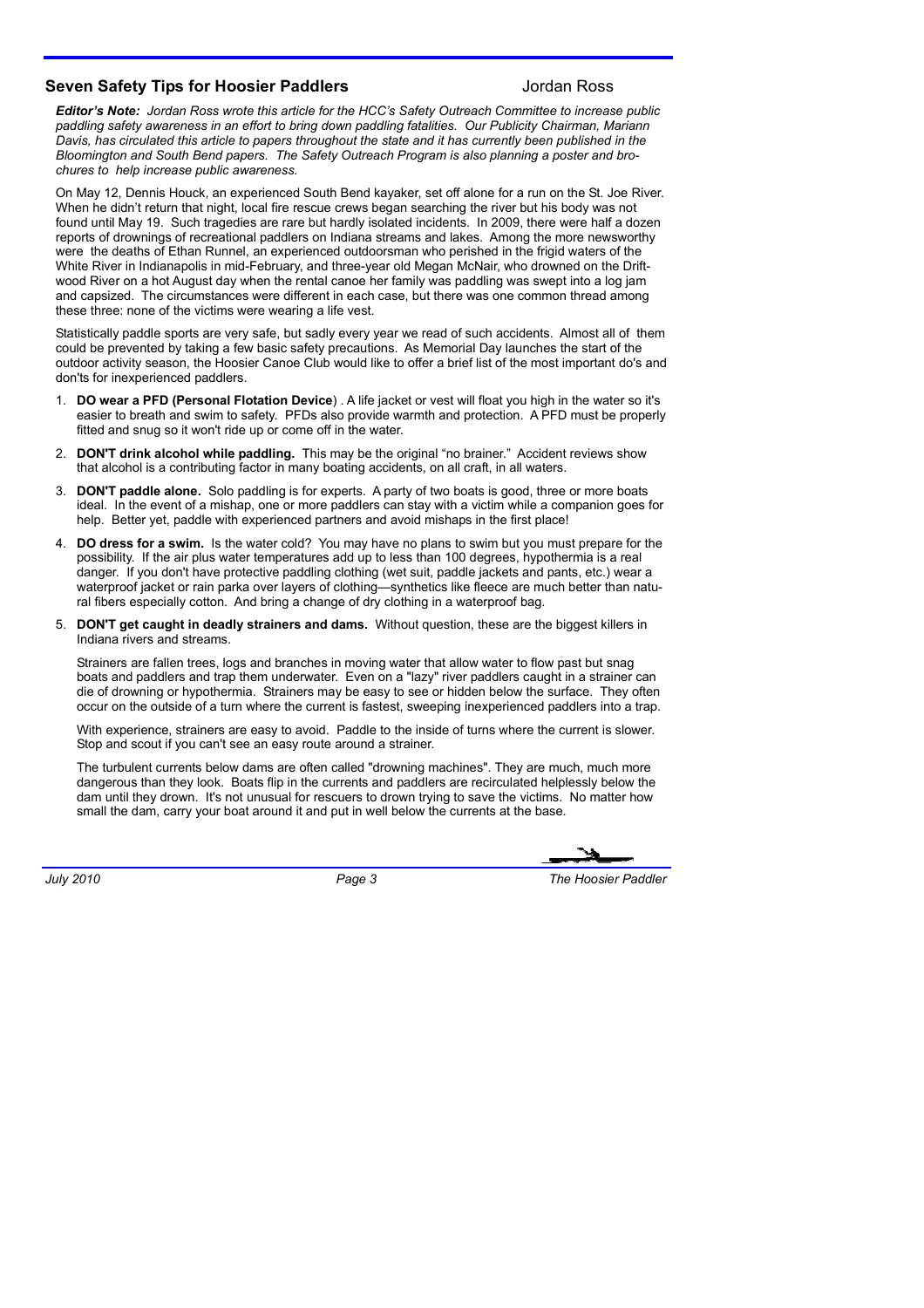## Seven Safety Tips for Hoosier Paddlers

Jordan Ross

***Editor's Note:** Jordan Ross wrote this article for the HCC's Safety Outreach Committee to increase public paddling safety awareness in an effort to bring down paddling fatalities. Our Publicity Chairman, Mariann Davis, has circulated this article to papers throughout the state and it has currently been published in the Bloomington and South Bend papers. The Safety Outreach Program is also planning a poster and brochures to help increase public awareness.*

On May 12, Dennis Houck, an experienced South Bend kayaker, set off alone for a run on the St. Joe River. When he didn't return that night, local fire rescue crews began searching the river but his body was not found until May 19. Such tragedies are rare but hardly isolated incidents. In 2009, there were half a dozen reports of drownings of recreational paddlers on Indiana streams and lakes. Among the more newsworthy were the deaths of Ethan Runnel, an experienced outdoorsman who perished in the frigid waters of the White River in Indianapolis in mid-February, and three-year old Megan McNair, who drowned on the Driftwood River on a hot August day when the rental canoe her family was paddling was swept into a log jam and capsized. The circumstances were different in each case, but there was one common thread among these three: none of the victims were wearing a life vest.

Statistically paddle sports are very safe, but sadly every year we read of such accidents. Almost all of them could be prevented by taking a few basic safety precautions. As Memorial Day launches the start of the outdoor activity season, the Hoosier Canoe Club would like to offer a brief list of the most important do's and don'ts for inexperienced paddlers.

1. **DO wear a PFD (Personal Flotation Device**) . A life jacket or vest will float you high in the water so it's easier to breath and swim to safety. PFDs also provide warmth and protection. A PFD must be properly fitted and snug so it won't ride up or come off in the water.
2. **DON'T drink alcohol while paddling.** This may be the original "no brainer." Accident reviews show that alcohol is a contributing factor in many boating accidents, on all craft, in all waters.
3. **DON'T paddle alone.** Solo paddling is for experts. A party of two boats is good, three or more boats ideal. In the event of a mishap, one or more paddlers can stay with a victim while a companion goes for help. Better yet, paddle with experienced partners and avoid mishaps in the first place!
4. **DO dress for a swim.** Is the water cold? You may have no plans to swim but you must prepare for the possibility. If the air plus water temperatures add up to less than 100 degrees, hypothermia is a real danger. If you don't have protective paddling clothing (wet suit, paddle jackets and pants, etc.) wear a waterproof jacket or rain parka over layers of clothing—synthetics like fleece are much better than natural fibers especially cotton. And bring a change of dry clothing in a waterproof bag.
5. **DON'T get caught in deadly strainers and dams.** Without question, these are the biggest killers in Indiana rivers and streams.

   Strainers are fallen trees, logs and branches in moving water that allow water to flow past but snag boats and paddlers and trap them underwater. Even on a "lazy" river paddlers caught in a strainer can die of drowning or hypothermia. Strainers may be easy to see or hidden below the surface. They often occur on the outside of a turn where the current is fastest, sweeping inexperienced paddlers into a trap.

   With experience, strainers are easy to avoid. Paddle to the inside of turns where the current is slower. Stop and scout if you can't see an easy route around a strainer.

   The turbulent currents below dams are often called "drowning machines". They are much, much more dangerous than they look. Boats flip in the currents and paddlers are recirculated helplessly below the dam until they drown. It's not unusual for rescuers to drown trying to save the victims. No matter how small the dam, carry your boat around it and put in well below the currents at the base.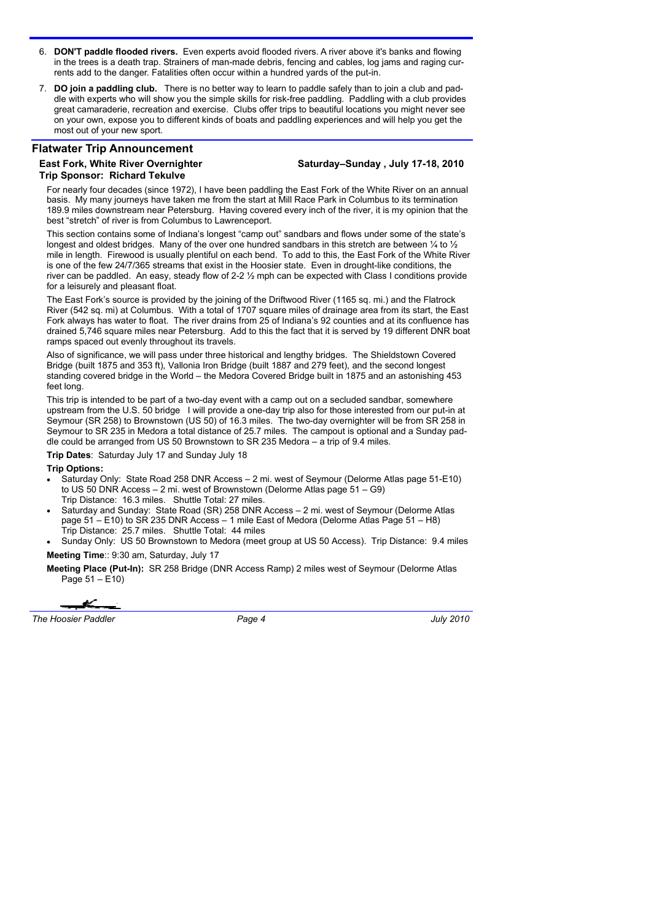6. **DON'T paddle flooded rivers.** Even experts avoid flooded rivers. A river above it's banks and flowing in the trees is a death trap. Strainers of man-made debris, fencing and cables, log jams and raging currents add to the danger. Fatalities often occur within a hundred yards of the put-in.
7. **DO join a paddling club.** There is no better way to learn to paddle safely than to join a club and paddle with experts who will show you the simple skills for risk-free paddling. Paddling with a club provides great camaraderie, recreation and exercise. Clubs offer trips to beautiful locations you might never see on your own, expose you to different kinds of boats and paddling experiences and will help you get the most out of your new sport.

## Flatwater Trip Announcement

**East Fork, White River Overnighter** **Saturday–Sunday , July 17-18, 2010**
**Trip Sponsor: Richard Tekulve**

For nearly four decades (since 1972), I have been paddling the East Fork of the White River on an annual basis. My many journeys have taken me from the start at Mill Race Park in Columbus to its termination 189.9 miles downstream near Petersburg. Having covered every inch of the river, it is my opinion that the best "stretch" of river is from Columbus to Lawrenceport.

This section contains some of Indiana's longest "camp out" sandbars and flows under some of the state's longest and oldest bridges. Many of the over one hundred sandbars in this stretch are between ¼ to ½ mile in length. Firewood is usually plentiful on each bend. To add to this, the East Fork of the White River is one of the few 24/7/365 streams that exist in the Hoosier state. Even in drought-like conditions, the river can be paddled. An easy, steady flow of 2-2 ½ mph can be expected with Class I conditions provide for a leisurely and pleasant float.

The East Fork's source is provided by the joining of the Driftwood River (1165 sq. mi.) and the Flatrock River (542 sq. mi) at Columbus. With a total of 1707 square miles of drainage area from its start, the East Fork always has water to float. The river drains from 25 of Indiana's 92 counties and at its confluence has drained 5,746 square miles near Petersburg. Add to this the fact that it is served by 19 different DNR boat ramps spaced out evenly throughout its travels.

Also of significance, we will pass under three historical and lengthy bridges. The Shieldstown Covered Bridge (built 1875 and 353 ft), Vallonia Iron Bridge (built 1887 and 279 feet), and the second longest standing covered bridge in the World – the Medora Covered Bridge built in 1875 and an astonishing 453 feet long.

This trip is intended to be part of a two-day event with a camp out on a secluded sandbar, somewhere upstream from the U.S. 50 bridge I will provide a one-day trip also for those interested from our put-in at Seymour (SR 258) to Brownstown (US 50) of 16.3 miles. The two-day overnighter will be from SR 258 in Seymour to SR 235 in Medora a total distance of 25.7 miles. The campout is optional and a Sunday paddle could be arranged from US 50 Brownstown to SR 235 Medora – a trip of 9.4 miles.

**Trip Dates**: Saturday July 17 and Sunday July 18

**Trip Options:**

- Saturday Only: State Road 258 DNR Access – 2 mi. west of Seymour (Delorme Atlas page 51-E10) to US 50 DNR Access – 2 mi. west of Brownstown (Delorme Atlas page 51 – G9)
  Trip Distance: 16.3 miles. Shuttle Total: 27 miles.
- Saturday and Sunday: State Road (SR) 258 DNR Access – 2 mi. west of Seymour (Delorme Atlas page 51 – E10) to SR 235 DNR Access – 1 mile East of Medora (Delorme Atlas Page 51 – H8)
  Trip Distance: 25.7 miles. Shuttle Total: 44 miles
- Sunday Only: US 50 Brownstown to Medora (meet group at US 50 Access). Trip Distance: 9.4 miles

**Meeting Time**:: 9:30 am, Saturday, July 17

**Meeting Place (Put-In):** SR 258 Bridge (DNR Access Ramp) 2 miles west of Seymour (Delorme Atlas Page 51 – E10)